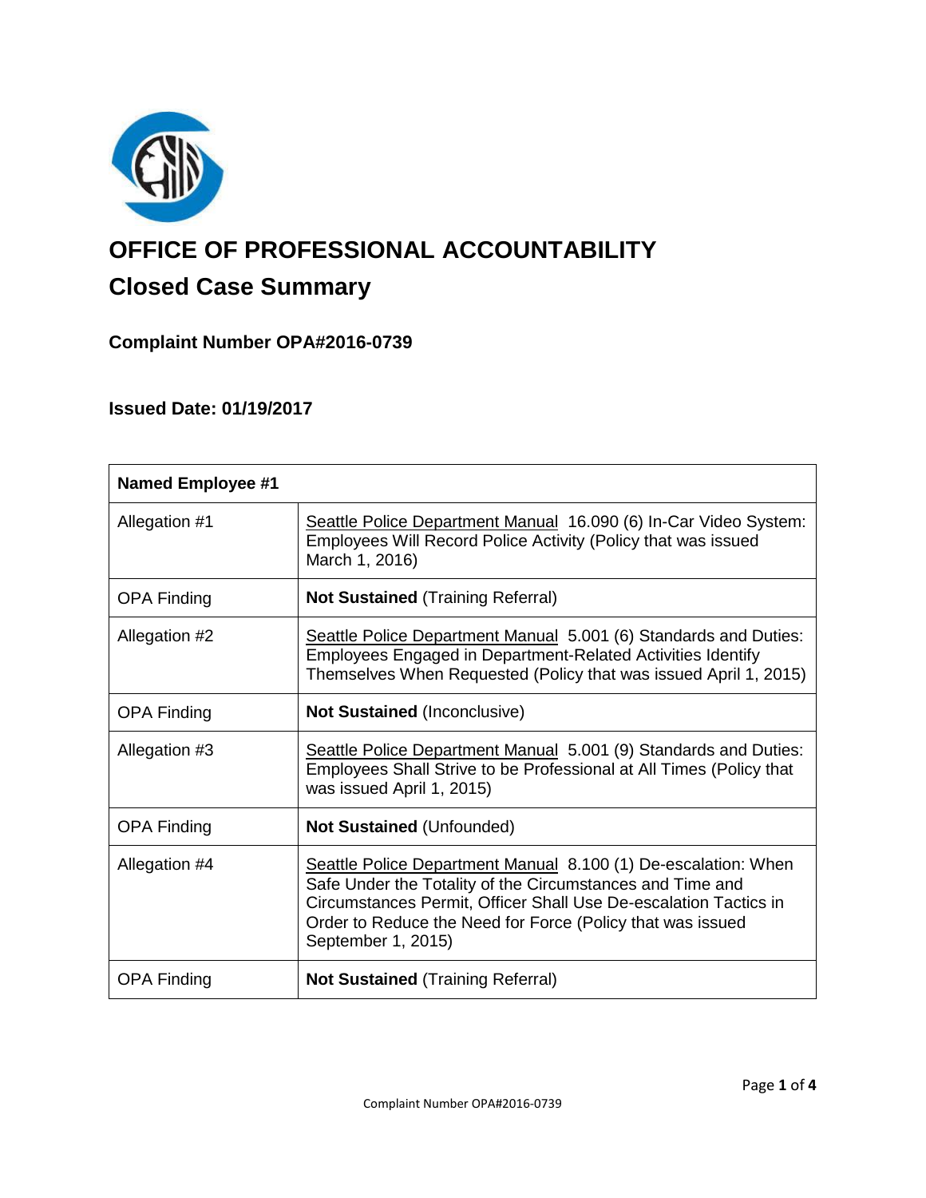# OFFICE OF PROFESSIONAL ACCOUNTABILITY

## Closed Case Summary

### Complaint Number OPA#2016-0739

### Issued Date: 01/19/2017

| **Named Employee #1** | |
|---|---|
| Allegation #1 | Seattle Police Department Manual 16.090 (6) In-Car Video System: Employees Will Record Police Activity (Policy that was issued March 1, 2016) |
| OPA Finding | **Not Sustained** (Training Referral) |
| Allegation #2 | Seattle Police Department Manual 5.001 (6) Standards and Duties: Employees Engaged in Department-Related Activities Identify Themselves When Requested (Policy that was issued April 1, 2015) |
| OPA Finding | **Not Sustained** (Inconclusive) |
| Allegation #3 | Seattle Police Department Manual 5.001 (9) Standards and Duties: Employees Shall Strive to be Professional at All Times (Policy that was issued April 1, 2015) |
| OPA Finding | **Not Sustained** (Unfounded) |
| Allegation #4 | Seattle Police Department Manual 8.100 (1) De-escalation: When Safe Under the Totality of the Circumstances and Time and Circumstances Permit, Officer Shall Use De-escalation Tactics in Order to Reduce the Need for Force (Policy that was issued September 1, 2015) |
| OPA Finding | **Not Sustained** (Training Referral) |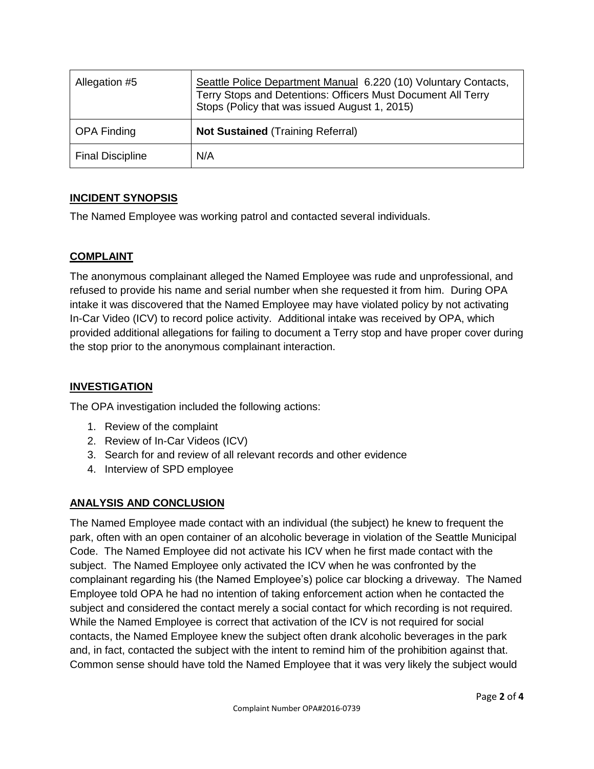| Allegation #5 | Seattle Police Department Manual 6.220 (10) Voluntary Contacts, Terry Stops and Detentions: Officers Must Document All Terry Stops (Policy that was issued August 1, 2015) |
|---|---|
| OPA Finding | **Not Sustained** (Training Referral) |
| Final Discipline | N/A |

## INCIDENT SYNOPSIS

The Named Employee was working patrol and contacted several individuals.

## COMPLAINT

The anonymous complainant alleged the Named Employee was rude and unprofessional, and refused to provide his name and serial number when she requested it from him. During OPA intake it was discovered that the Named Employee may have violated policy by not activating In-Car Video (ICV) to record police activity. Additional intake was received by OPA, which provided additional allegations for failing to document a Terry stop and have proper cover during the stop prior to the anonymous complainant interaction.

## INVESTIGATION

The OPA investigation included the following actions:

1. Review of the complaint
2. Review of In-Car Videos (ICV)
3. Search for and review of all relevant records and other evidence
4. Interview of SPD employee

## ANALYSIS AND CONCLUSION

The Named Employee made contact with an individual (the subject) he knew to frequent the park, often with an open container of an alcoholic beverage in violation of the Seattle Municipal Code. The Named Employee did not activate his ICV when he first made contact with the subject. The Named Employee only activated the ICV when he was confronted by the complainant regarding his (the Named Employee's) police car blocking a driveway. The Named Employee told OPA he had no intention of taking enforcement action when he contacted the subject and considered the contact merely a social contact for which recording is not required. While the Named Employee is correct that activation of the ICV is not required for social contacts, the Named Employee knew the subject often drank alcoholic beverages in the park and, in fact, contacted the subject with the intent to remind him of the prohibition against that. Common sense should have told the Named Employee that it was very likely the subject would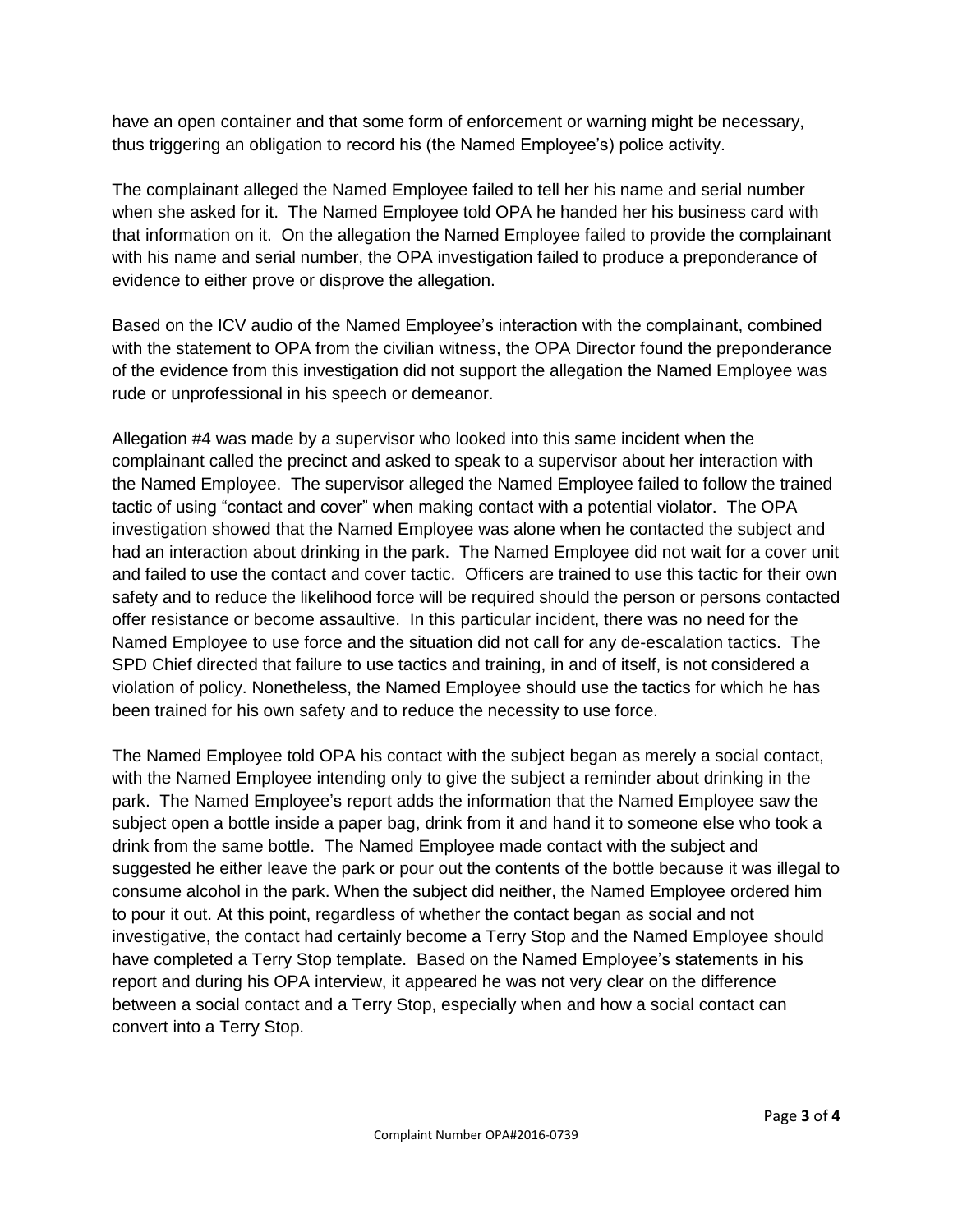have an open container and that some form of enforcement or warning might be necessary, thus triggering an obligation to record his (the Named Employee's) police activity.

The complainant alleged the Named Employee failed to tell her his name and serial number when she asked for it. The Named Employee told OPA he handed her his business card with that information on it. On the allegation the Named Employee failed to provide the complainant with his name and serial number, the OPA investigation failed to produce a preponderance of evidence to either prove or disprove the allegation.

Based on the ICV audio of the Named Employee's interaction with the complainant, combined with the statement to OPA from the civilian witness, the OPA Director found the preponderance of the evidence from this investigation did not support the allegation the Named Employee was rude or unprofessional in his speech or demeanor.

Allegation #4 was made by a supervisor who looked into this same incident when the complainant called the precinct and asked to speak to a supervisor about her interaction with the Named Employee. The supervisor alleged the Named Employee failed to follow the trained tactic of using "contact and cover" when making contact with a potential violator. The OPA investigation showed that the Named Employee was alone when he contacted the subject and had an interaction about drinking in the park. The Named Employee did not wait for a cover unit and failed to use the contact and cover tactic. Officers are trained to use this tactic for their own safety and to reduce the likelihood force will be required should the person or persons contacted offer resistance or become assaultive. In this particular incident, there was no need for the Named Employee to use force and the situation did not call for any de-escalation tactics. The SPD Chief directed that failure to use tactics and training, in and of itself, is not considered a violation of policy. Nonetheless, the Named Employee should use the tactics for which he has been trained for his own safety and to reduce the necessity to use force.

The Named Employee told OPA his contact with the subject began as merely a social contact, with the Named Employee intending only to give the subject a reminder about drinking in the park. The Named Employee's report adds the information that the Named Employee saw the subject open a bottle inside a paper bag, drink from it and hand it to someone else who took a drink from the same bottle. The Named Employee made contact with the subject and suggested he either leave the park or pour out the contents of the bottle because it was illegal to consume alcohol in the park. When the subject did neither, the Named Employee ordered him to pour it out. At this point, regardless of whether the contact began as social and not investigative, the contact had certainly become a Terry Stop and the Named Employee should have completed a Terry Stop template. Based on the Named Employee's statements in his report and during his OPA interview, it appeared he was not very clear on the difference between a social contact and a Terry Stop, especially when and how a social contact can convert into a Terry Stop.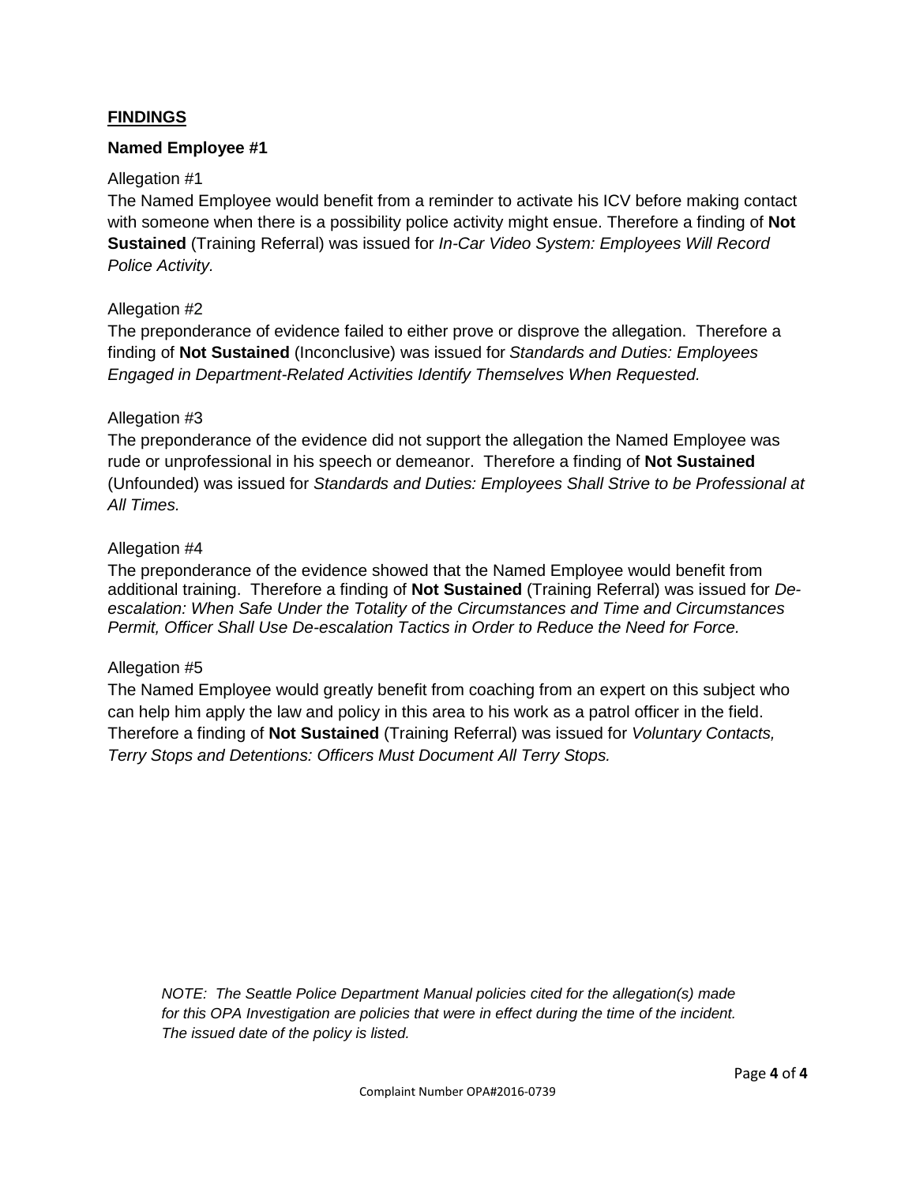## FINDINGS

### Named Employee #1

Allegation #1

The Named Employee would benefit from a reminder to activate his ICV before making contact with someone when there is a possibility police activity might ensue. Therefore a finding of **Not Sustained** (Training Referral) was issued for *In-Car Video System: Employees Will Record Police Activity.*

Allegation #2

The preponderance of evidence failed to either prove or disprove the allegation. Therefore a finding of **Not Sustained** (Inconclusive) was issued for *Standards and Duties: Employees Engaged in Department-Related Activities Identify Themselves When Requested.*

Allegation #3

The preponderance of the evidence did not support the allegation the Named Employee was rude or unprofessional in his speech or demeanor. Therefore a finding of **Not Sustained** (Unfounded) was issued for *Standards and Duties: Employees Shall Strive to be Professional at All Times.*

Allegation #4

The preponderance of the evidence showed that the Named Employee would benefit from additional training. Therefore a finding of **Not Sustained** (Training Referral) was issued for *De-escalation: When Safe Under the Totality of the Circumstances and Time and Circumstances Permit, Officer Shall Use De-escalation Tactics in Order to Reduce the Need for Force.*

Allegation #5

The Named Employee would greatly benefit from coaching from an expert on this subject who can help him apply the law and policy in this area to his work as a patrol officer in the field. Therefore a finding of **Not Sustained** (Training Referral) was issued for *Voluntary Contacts, Terry Stops and Detentions: Officers Must Document All Terry Stops.*

*NOTE: The Seattle Police Department Manual policies cited for the allegation(s) made for this OPA Investigation are policies that were in effect during the time of the incident. The issued date of the policy is listed.*

Complaint Number OPA#2016-0739